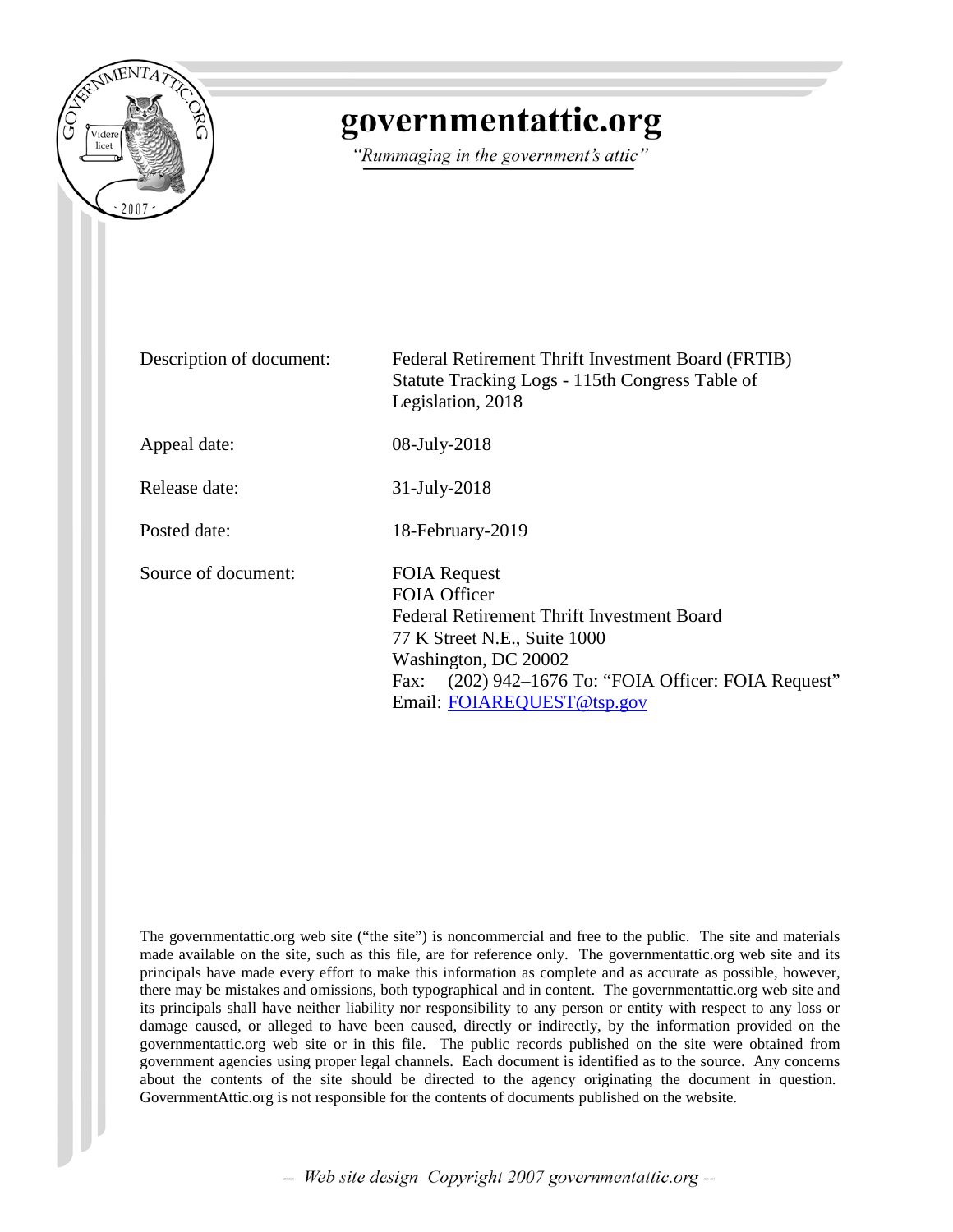# governmentattic.org

*"Rummaging in the government's attic"*

| | |
|---|---|
| Description of document: | Federal Retirement Thrift Investment Board (FRTIB) Statute Tracking Logs - 115th Congress Table of Legislation, 2018 |
| Appeal date: | 08-July-2018 |
| Release date: | 31-July-2018 |
| Posted date: | 18-February-2019 |
| Source of document: | FOIA Request<br>FOIA Officer<br>Federal Retirement Thrift Investment Board<br>77 K Street N.E., Suite 1000<br>Washington, DC 20002<br>Fax: (202) 942–1676 To: "FOIA Officer: FOIA Request"<br>Email: FOIAREQUEST@tsp.gov |

The governmentattic.org web site ("the site") is noncommercial and free to the public. The site and materials made available on the site, such as this file, are for reference only. The governmentattic.org web site and its principals have made every effort to make this information as complete and as accurate as possible, however, there may be mistakes and omissions, both typographical and in content. The governmentattic.org web site and its principals shall have neither liability nor responsibility to any person or entity with respect to any loss or damage caused, or alleged to have been caused, directly or indirectly, by the information provided on the governmentattic.org web site or in this file. The public records published on the site were obtained from government agencies using proper legal channels. Each document is identified as to the source. Any concerns about the contents of the site should be directed to the agency originating the document in question. GovernmentAttic.org is not responsible for the contents of documents published on the website.

-- Web site design Copyright 2007 governmentattic.org --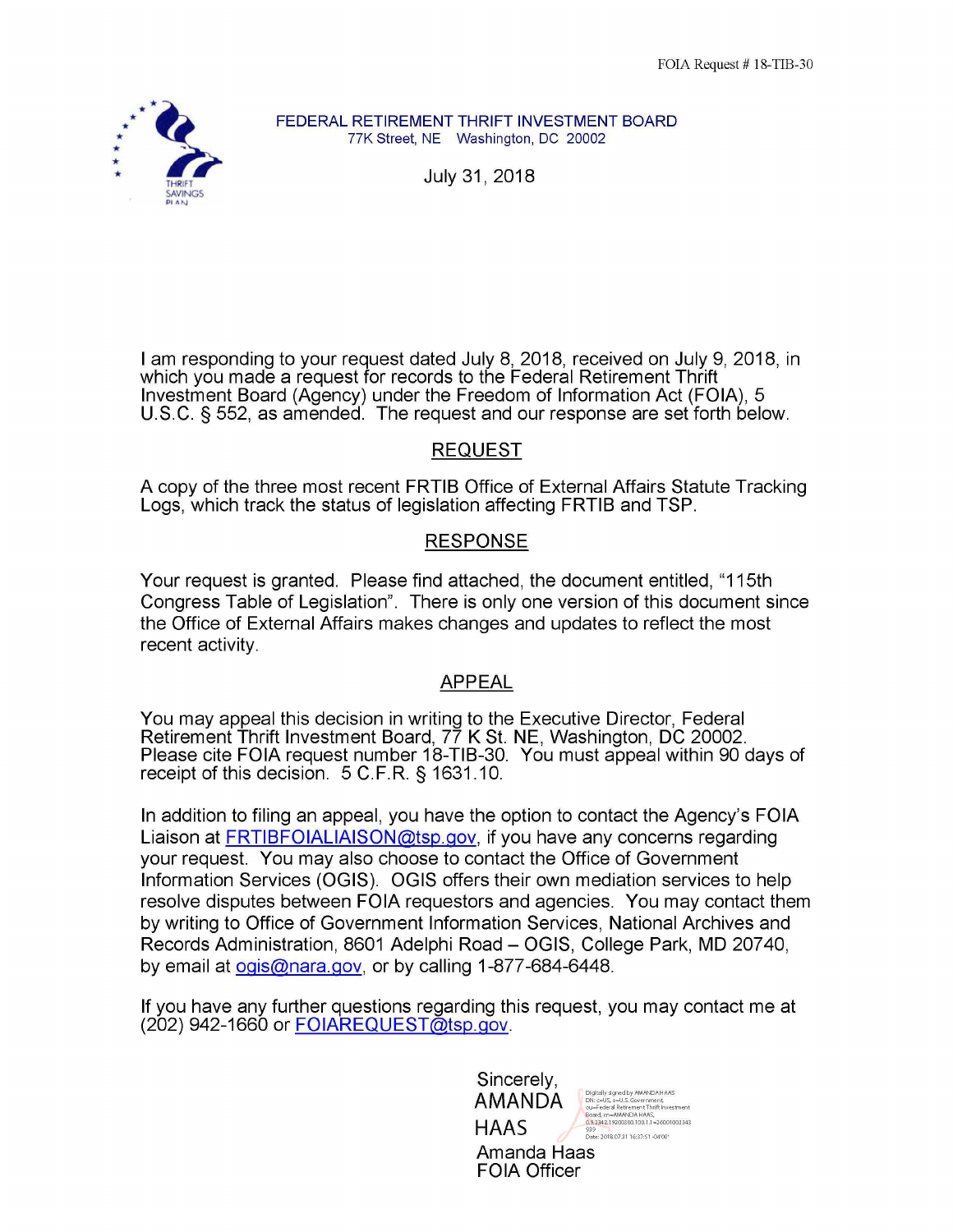FOIA Request # 18-TIB-30

FEDERAL RETIREMENT THRIFT INVESTMENT BOARD
77K Street, NE Washington, DC 20002

July 31, 2018

I am responding to your request dated July 8, 2018, received on July 9, 2018, in which you made a request for records to the Federal Retirement Thrift Investment Board (Agency) under the Freedom of Information Act (FOIA), 5 U.S.C. § 552, as amended. The request and our response are set forth below.

## REQUEST

A copy of the three most recent FRTIB Office of External Affairs Statute Tracking Logs, which track the status of legislation affecting FRTIB and TSP.

## RESPONSE

Your request is granted. Please find attached, the document entitled, "115th Congress Table of Legislation". There is only one version of this document since the Office of External Affairs makes changes and updates to reflect the most recent activity.

## APPEAL

You may appeal this decision in writing to the Executive Director, Federal Retirement Thrift Investment Board, 77 K St. NE, Washington, DC 20002. Please cite FOIA request number 18-TIB-30. You must appeal within 90 days of receipt of this decision. 5 C.F.R. § 1631.10.

In addition to filing an appeal, you have the option to contact the Agency's FOIA Liaison at FRTIBFOIALIAISON@tsp.gov, if you have any concerns regarding your request. You may also choose to contact the Office of Government Information Services (OGIS). OGIS offers their own mediation services to help resolve disputes between FOIA requestors and agencies. You may contact them by writing to Office of Government Information Services, National Archives and Records Administration, 8601 Adelphi Road – OGIS, College Park, MD 20740, by email at ogis@nara.gov, or by calling 1-877-684-6448.

If you have any further questions regarding this request, you may contact me at (202) 942-1660 or FOIAREQUEST@tsp.gov.

Sincerely,

AMANDA HAAS

Digitally signed by AMANDA HAAS
DN: c=US, o=U.S. Government, ou=Federal Retirement Thrift Investment Board, cn=AMANDA HAAS, 0.9.2342.19200300.100.1.1=26001003343939
Date: 2018.07.31 16:37:51 -04'00'

Amanda Haas
FOIA Officer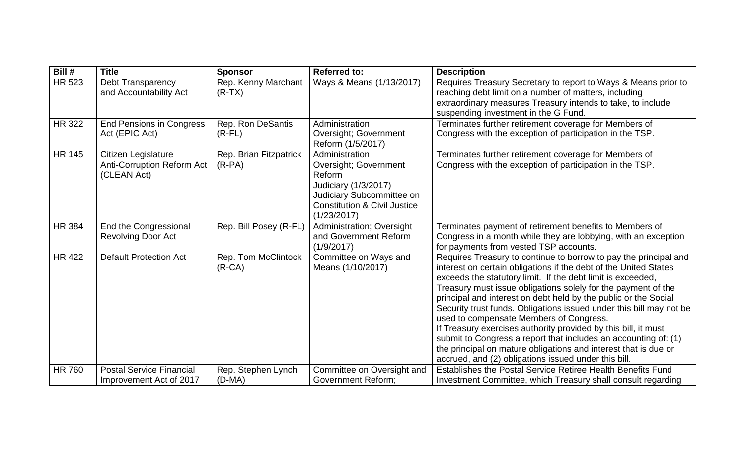| Bill # | Title | Sponsor | Referred to: | Description |
|---|---|---|---|---|
| HR 523 | Debt Transparency and Accountability Act | Rep. Kenny Marchant (R-TX) | Ways & Means (1/13/2017) | Requires Treasury Secretary to report to Ways & Means prior to reaching debt limit on a number of matters, including extraordinary measures Treasury intends to take, to include suspending investment in the G Fund. |
| HR 322 | End Pensions in Congress Act (EPIC Act) | Rep. Ron DeSantis (R-FL) | Administration Oversight; Government Reform (1/5/2017) | Terminates further retirement coverage for Members of Congress with the exception of participation in the TSP. |
| HR 145 | Citizen Legislature Anti-Corruption Reform Act (CLEAN Act) | Rep. Brian Fitzpatrick (R-PA) | Administration Oversight; Government Reform<br>Judiciary (1/3/2017)<br>Judiciary Subcommittee on Constitution & Civil Justice (1/23/2017) | Terminates further retirement coverage for Members of Congress with the exception of participation in the TSP. |
| HR 384 | End the Congressional Revolving Door Act | Rep. Bill Posey (R-FL) | Administration; Oversight and Government Reform (1/9/2017) | Terminates payment of retirement benefits to Members of Congress in a month while they are lobbying, with an exception for payments from vested TSP accounts. |
| HR 422 | Default Protection Act | Rep. Tom McClintock (R-CA) | Committee on Ways and Means (1/10/2017) | Requires Treasury to continue to borrow to pay the principal and interest on certain obligations if the debt of the United States exceeds the statutory limit. If the debt limit is exceeded, Treasury must issue obligations solely for the payment of the principal and interest on debt held by the public or the Social Security trust funds. Obligations issued under this bill may not be used to compensate Members of Congress.<br>If Treasury exercises authority provided by this bill, it must submit to Congress a report that includes an accounting of: (1) the principal on mature obligations and interest that is due or accrued, and (2) obligations issued under this bill. |
| HR 760 | Postal Service Financial Improvement Act of 2017 | Rep. Stephen Lynch (D-MA) | Committee on Oversight and Government Reform; | Establishes the Postal Service Retiree Health Benefits Fund Investment Committee, which Treasury shall consult regarding |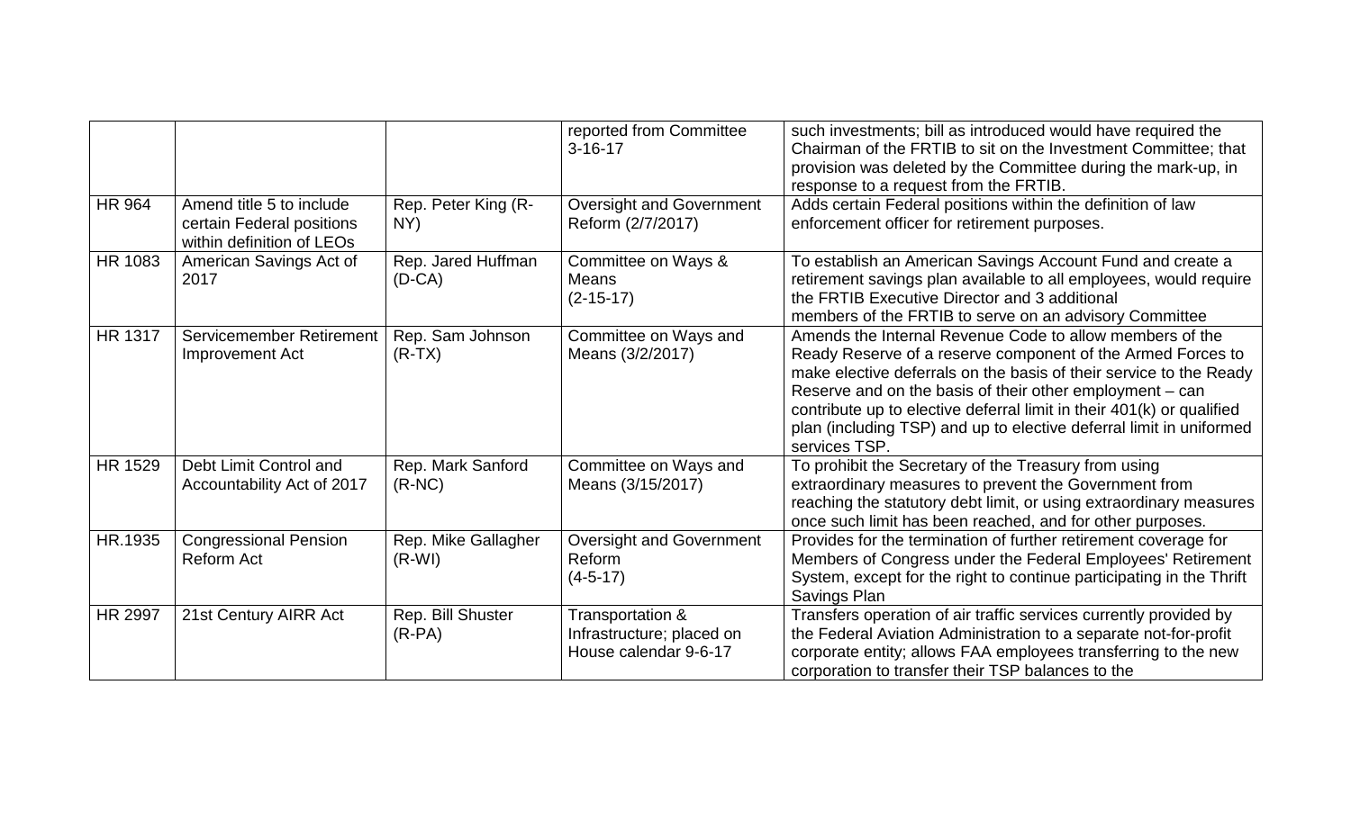| | | | | |
|---|---|---|---|---|
| | | | reported from Committee 3-16-17 | such investments; bill as introduced would have required the Chairman of the FRTIB to sit on the Investment Committee; that provision was deleted by the Committee during the mark-up, in response to a request from the FRTIB. |
| HR 964 | Amend title 5 to include certain Federal positions within definition of LEOs | Rep. Peter King (R-NY) | Oversight and Government Reform (2/7/2017) | Adds certain Federal positions within the definition of law enforcement officer for retirement purposes. |
| HR 1083 | American Savings Act of 2017 | Rep. Jared Huffman (D-CA) | Committee on Ways & Means (2-15-17) | To establish an American Savings Account Fund and create a retirement savings plan available to all employees, would require the FRTIB Executive Director and 3 additional members of the FRTIB to serve on an advisory Committee |
| HR 1317 | Servicemember Retirement Improvement Act | Rep. Sam Johnson (R-TX) | Committee on Ways and Means (3/2/2017) | Amends the Internal Revenue Code to allow members of the Ready Reserve of a reserve component of the Armed Forces to make elective deferrals on the basis of their service to the Ready Reserve and on the basis of their other employment – can contribute up to elective deferral limit in their 401(k) or qualified plan (including TSP) and up to elective deferral limit in uniformed services TSP. |
| HR 1529 | Debt Limit Control and Accountability Act of 2017 | Rep. Mark Sanford (R-NC) | Committee on Ways and Means (3/15/2017) | To prohibit the Secretary of the Treasury from using extraordinary measures to prevent the Government from reaching the statutory debt limit, or using extraordinary measures once such limit has been reached, and for other purposes. |
| HR.1935 | Congressional Pension Reform Act | Rep. Mike Gallagher (R-WI) | Oversight and Government Reform (4-5-17) | Provides for the termination of further retirement coverage for Members of Congress under the Federal Employees' Retirement System, except for the right to continue participating in the Thrift Savings Plan |
| HR 2997 | 21st Century AIRR Act | Rep. Bill Shuster (R-PA) | Transportation & Infrastructure; placed on House calendar 9-6-17 | Transfers operation of air traffic services currently provided by the Federal Aviation Administration to a separate not-for-profit corporate entity; allows FAA employees transferring to the new corporation to transfer their TSP balances to the |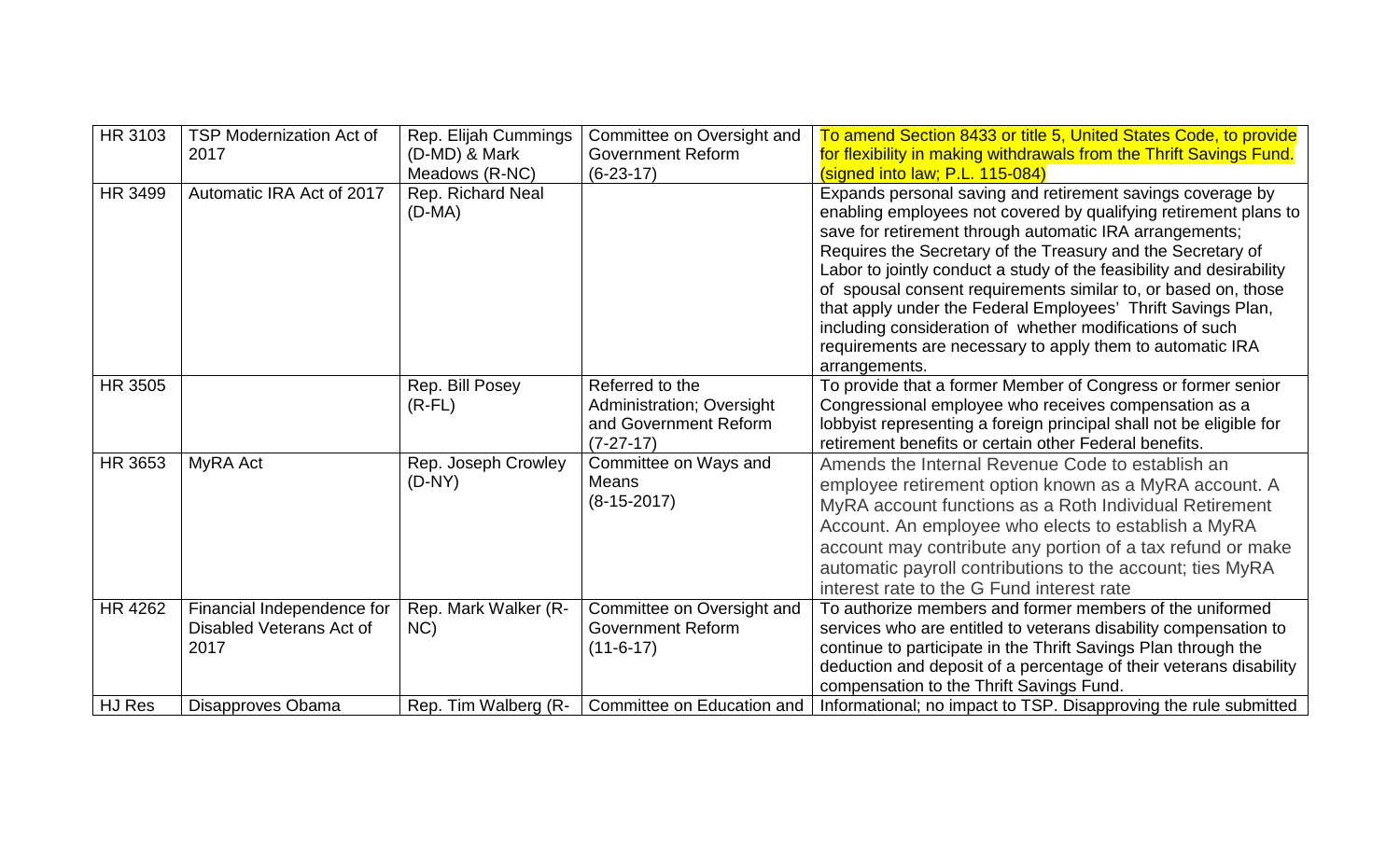| HR 3103 | TSP Modernization Act of 2017 | Rep. Elijah Cummings (D-MD) & Mark Meadows (R-NC) | Committee on Oversight and Government Reform (6-23-17) | To amend Section 8433 or title 5, United States Code, to provide for flexibility in making withdrawals from the Thrift Savings Fund. (signed into law; P.L. 115-084) |
|---|---|---|---|---|
| HR 3499 | Automatic IRA Act of 2017 | Rep. Richard Neal (D-MA) | | Expands personal saving and retirement savings coverage by enabling employees not covered by qualifying retirement plans to save for retirement through automatic IRA arrangements; Requires the Secretary of the Treasury and the Secretary of Labor to jointly conduct a study of the feasibility and desirability of spousal consent requirements similar to, or based on, those that apply under the Federal Employees' Thrift Savings Plan, including consideration of whether modifications of such requirements are necessary to apply them to automatic IRA arrangements. |
| HR 3505 | | Rep. Bill Posey (R-FL) | Referred to the Administration; Oversight and Government Reform (7-27-17) | To provide that a former Member of Congress or former senior Congressional employee who receives compensation as a lobbyist representing a foreign principal shall not be eligible for retirement benefits or certain other Federal benefits. |
| HR 3653 | MyRA Act | Rep. Joseph Crowley (D-NY) | Committee on Ways and Means (8-15-2017) | Amends the Internal Revenue Code to establish an employee retirement option known as a MyRA account. A MyRA account functions as a Roth Individual Retirement Account. An employee who elects to establish a MyRA account may contribute any portion of a tax refund or make automatic payroll contributions to the account; ties MyRA interest rate to the G Fund interest rate |
| HR 4262 | Financial Independence for Disabled Veterans Act of 2017 | Rep. Mark Walker (R-NC) | Committee on Oversight and Government Reform (11-6-17) | To authorize members and former members of the uniformed services who are entitled to veterans disability compensation to continue to participate in the Thrift Savings Plan through the deduction and deposit of a percentage of their veterans disability compensation to the Thrift Savings Fund. |
| HJ Res | Disapproves Obama | Rep. Tim Walberg (R- | Committee on Education and | Informational; no impact to TSP. Disapproving the rule submitted |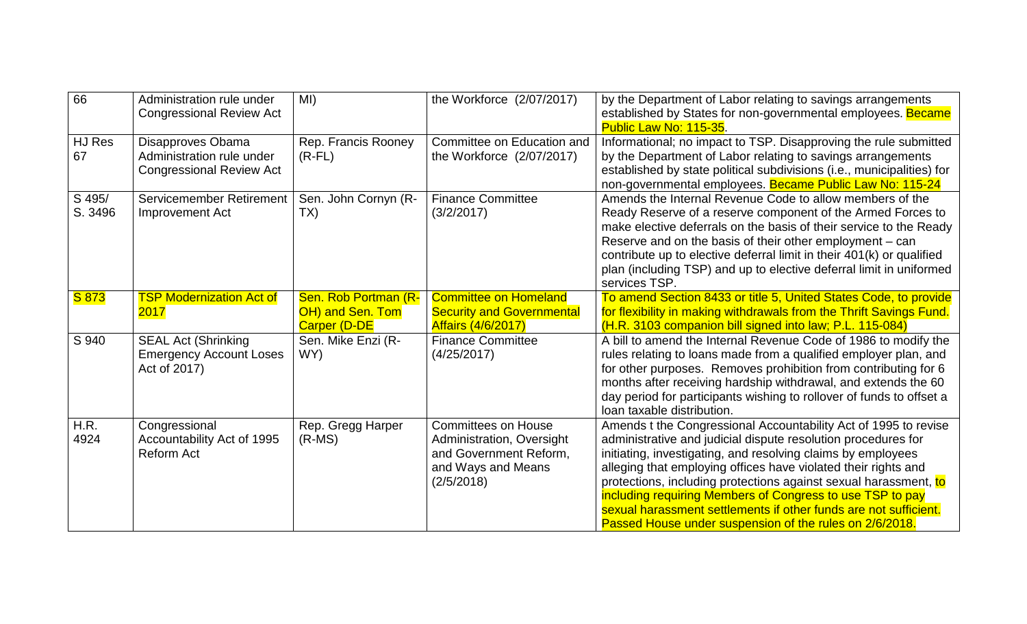| 66 | Administration rule under Congressional Review Act | MI) | the Workforce (2/07/2017) | by the Department of Labor relating to savings arrangements established by States for non-governmental employees. Became Public Law No: 115-35. |
|---|---|---|---|---|
| HJ Res 67 | Disapproves Obama Administration rule under Congressional Review Act | Rep. Francis Rooney (R-FL) | Committee on Education and the Workforce (2/07/2017) | Informational; no impact to TSP. Disapproving the rule submitted by the Department of Labor relating to savings arrangements established by state political subdivisions (i.e., municipalities) for non-governmental employees. Became Public Law No: 115-24 |
| S 495/ S. 3496 | Servicemember Retirement Improvement Act | Sen. John Cornyn (R-TX) | Finance Committee (3/2/2017) | Amends the Internal Revenue Code to allow members of the Ready Reserve of a reserve component of the Armed Forces to make elective deferrals on the basis of their service to the Ready Reserve and on the basis of their other employment – can contribute up to elective deferral limit in their 401(k) or qualified plan (including TSP) and up to elective deferral limit in uniformed services TSP. |
| S 873 | TSP Modernization Act of 2017 | Sen. Rob Portman (R-OH) and Sen. Tom Carper (D-DE | Committee on Homeland Security and Governmental Affairs (4/6/2017) | To amend Section 8433 or title 5, United States Code, to provide for flexibility in making withdrawals from the Thrift Savings Fund. (H.R. 3103 companion bill signed into law; P.L. 115-084) |
| S 940 | SEAL Act (Shrinking Emergency Account Loses Act of 2017) | Sen. Mike Enzi (R-WY) | Finance Committee (4/25/2017) | A bill to amend the Internal Revenue Code of 1986 to modify the rules relating to loans made from a qualified employer plan, and for other purposes. Removes prohibition from contributing for 6 months after receiving hardship withdrawal, and extends the 60 day period for participants wishing to rollover of funds to offset a loan taxable distribution. |
| H.R. 4924 | Congressional Accountability Act of 1995 Reform Act | Rep. Gregg Harper (R-MS) | Committees on House Administration, Oversight and Government Reform, and Ways and Means (2/5/2018) | Amends t the Congressional Accountability Act of 1995 to revise administrative and judicial dispute resolution procedures for initiating, investigating, and resolving claims by employees alleging that employing offices have violated their rights and protections, including protections against sexual harassment, to including requiring Members of Congress to use TSP to pay sexual harassment settlements if other funds are not sufficient. Passed House under suspension of the rules on 2/6/2018. |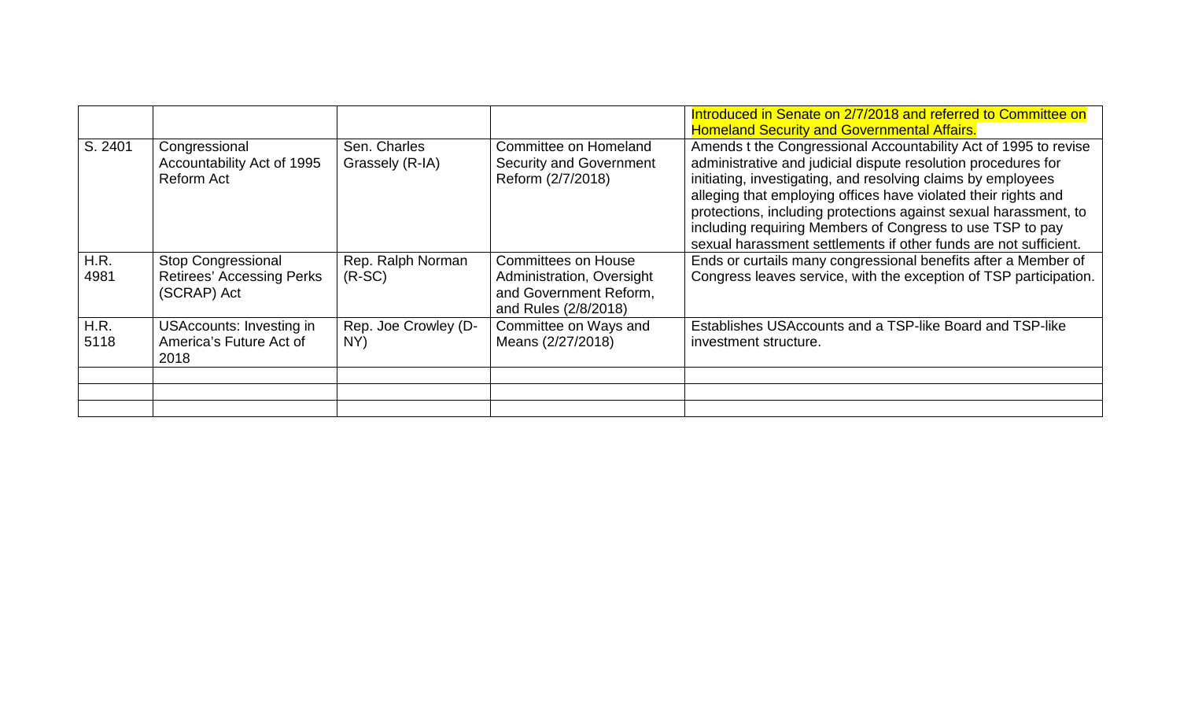| | | | | |
|---|---|---|---|---|
| | | | | Introduced in Senate on 2/7/2018 and referred to Committee on Homeland Security and Governmental Affairs. |
| S. 2401 | Congressional Accountability Act of 1995 Reform Act | Sen. Charles Grassley (R-IA) | Committee on Homeland Security and Government Reform (2/7/2018) | Amends t the Congressional Accountability Act of 1995 to revise administrative and judicial dispute resolution procedures for initiating, investigating, and resolving claims by employees alleging that employing offices have violated their rights and protections, including protections against sexual harassment, to including requiring Members of Congress to use TSP to pay sexual harassment settlements if other funds are not sufficient. |
| H.R. 4981 | Stop Congressional Retirees' Accessing Perks (SCRAP) Act | Rep. Ralph Norman (R-SC) | Committees on House Administration, Oversight and Government Reform, and Rules (2/8/2018) | Ends or curtails many congressional benefits after a Member of Congress leaves service, with the exception of TSP participation. |
| H.R. 5118 | USAccounts: Investing in America's Future Act of 2018 | Rep. Joe Crowley (D-NY) | Committee on Ways and Means (2/27/2018) | Establishes USAccounts and a TSP-like Board and TSP-like investment structure. |
| | | | | |
| | | | | |
| | | | | |